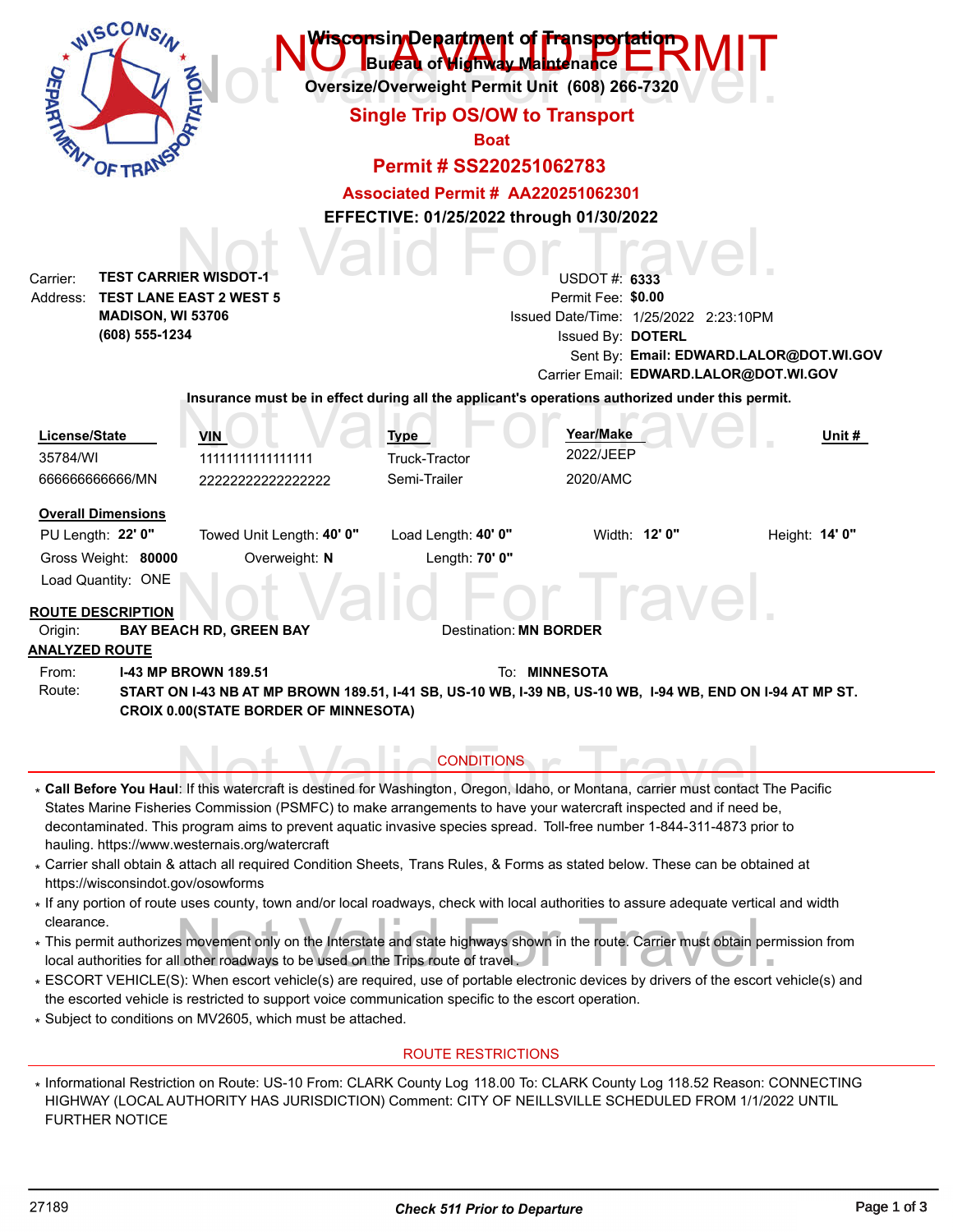# NOT A VALID PERMIT

**Wisconsin Department of Transportation**
**Bureau of Highway Maintenance**
**Oversize/Overweight Permit Unit (608) 266-7320**

## Single Trip OS/OW to Transport

**Boat**

## Permit # SS220251062783

**Associated Permit # AA220251062301**

**EFFECTIVE: 01/25/2022 through 01/30/2022**

Not Valid For Travel.

Carrier: **TEST CARRIER WISDOT-1**
Address: **TEST LANE EAST 2 WEST 5**
**MADISON, WI 53706**
**(608) 555-1234**

USDOT #: **6333**
Permit Fee: **$0.00**
Issued Date/Time: 1/25/2022 2:23:10PM
Issued By: **DOTERL**
Sent By: **Email: EDWARD.LALOR@DOT.WI.GOV**
Carrier Email: **EDWARD.LALOR@DOT.WI.GOV**

**Insurance must be in effect during all the applicant's operations authorized under this permit.**

| License/State | VIN | Type | Year/Make | Unit # |
|---|---|---|---|---|
| 35784/WI | 11111111111111111 | Truck-Tractor | 2022/JEEP | |
| 666666666666/MN | 22222222222222222 | Semi-Trailer | 2020/AMC | |

**Overall Dimensions**

PU Length: **22' 0"** Towed Unit Length: **40' 0"** Load Length: **40' 0"** Width: **12' 0"** Height: **14' 0"**
Gross Weight: **80000** Overweight: **N** Length: **70' 0"**
Load Quantity: ONE

**ROUTE DESCRIPTION**

Origin: **BAY BEACH RD, GREEN BAY** Destination: **MN BORDER**

**ANALYZED ROUTE**

From: **I-43 MP BROWN 189.51** To: **MINNESOTA**
Route: **START ON I-43 NB AT MP BROWN 189.51, I-41 SB, US-10 WB, I-39 NB, US-10 WB, I-94 WB, END ON I-94 AT MP ST. CROIX 0.00(STATE BORDER OF MINNESOTA)**

### CONDITIONS

* **Call Before You Haul**: If this watercraft is destined for Washington, Oregon, Idaho, or Montana, carrier must contact The Pacific States Marine Fisheries Commission (PSMFC) to make arrangements to have your watercraft inspected and if need be, decontaminated. This program aims to prevent aquatic invasive species spread. Toll-free number 1-844-311-4873 prior to hauling. https://www.westernais.org/watercraft
* Carrier shall obtain & attach all required Condition Sheets, Trans Rules, & Forms as stated below. These can be obtained at https://wisconsindot.gov/osowforms
* If any portion of route uses county, town and/or local roadways, check with local authorities to assure adequate vertical and width clearance.
* This permit authorizes movement only on the Interstate and state highways shown in the route. Carrier must obtain permission from local authorities for all other roadways to be used on the Trips route of travel.
* ESCORT VEHICLE(S): When escort vehicle(s) are required, use of portable electronic devices by drivers of the escort vehicle(s) and the escorted vehicle is restricted to support voice communication specific to the escort operation.
* Subject to conditions on MV2605, which must be attached.

### ROUTE RESTRICTIONS

* Informational Restriction on Route: US-10 From: CLARK County Log 118.00 To: CLARK County Log 118.52 Reason: CONNECTING HIGHWAY (LOCAL AUTHORITY HAS JURISDICTION) Comment: CITY OF NEILLSVILLE SCHEDULED FROM 1/1/2022 UNTIL FURTHER NOTICE

27189 *Check 511 Prior to Departure*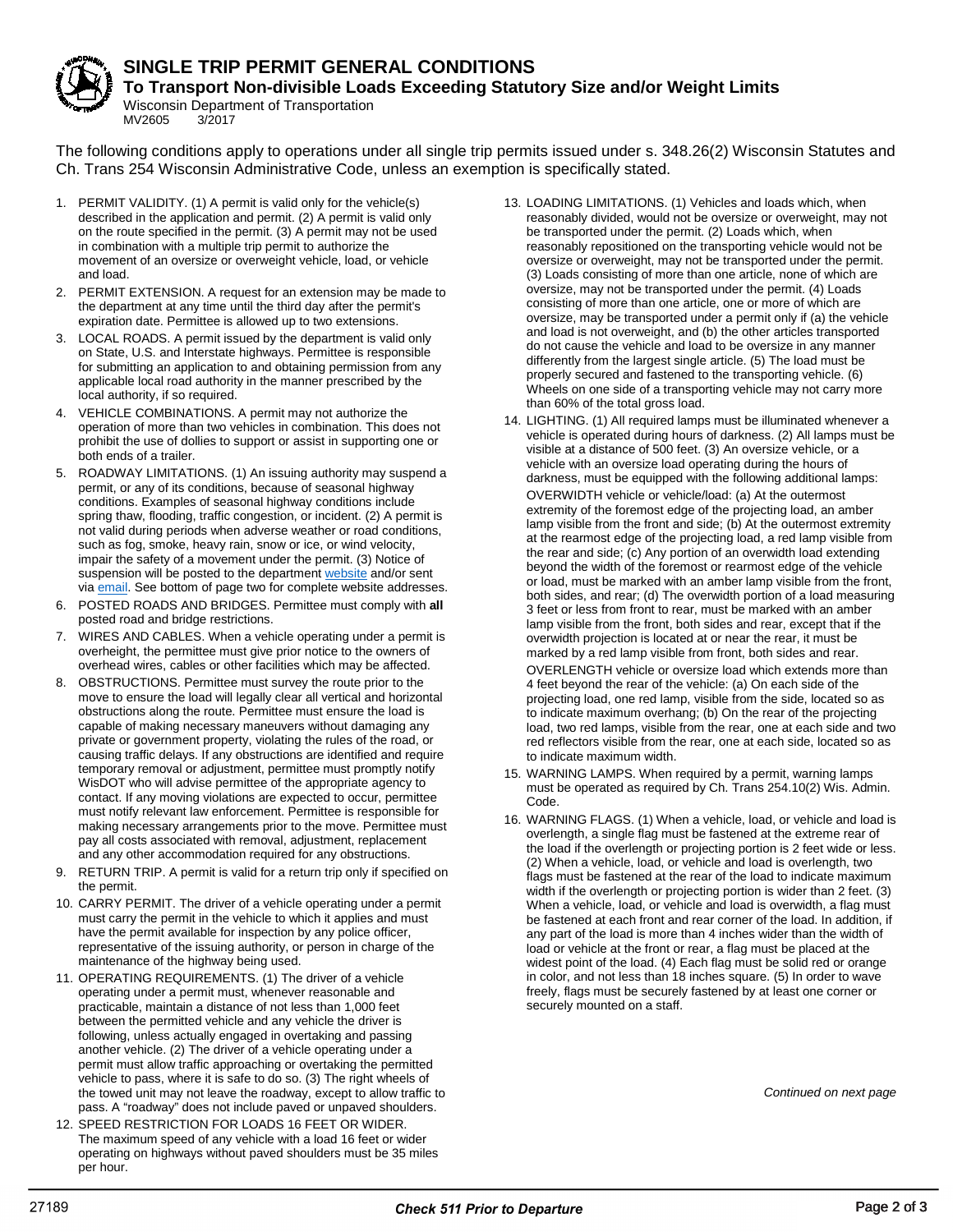# SINGLE TRIP PERMIT GENERAL CONDITIONS

## To Transport Non-divisible Loads Exceeding Statutory Size and/or Weight Limits

Wisconsin Department of Transportation
MV2605 3/2017

The following conditions apply to operations under all single trip permits issued under s. 348.26(2) Wisconsin Statutes and Ch. Trans 254 Wisconsin Administrative Code, unless an exemption is specifically stated.

1. PERMIT VALIDITY. (1) A permit is valid only for the vehicle(s) described in the application and permit. (2) A permit is valid only on the route specified in the permit. (3) A permit may not be used in combination with a multiple trip permit to authorize the movement of an oversize or overweight vehicle, load, or vehicle and load.
2. PERMIT EXTENSION. A request for an extension may be made to the department at any time until the third day after the permit's expiration date. Permittee is allowed up to two extensions.
3. LOCAL ROADS. A permit issued by the department is valid only on State, U.S. and Interstate highways. Permittee is responsible for submitting an application to and obtaining permission from any applicable local road authority in the manner prescribed by the local authority, if so required.
4. VEHICLE COMBINATIONS. A permit may not authorize the operation of more than two vehicles in combination. This does not prohibit the use of dollies to support or assist in supporting one or both ends of a trailer.
5. ROADWAY LIMITATIONS. (1) An issuing authority may suspend a permit, or any of its conditions, because of seasonal highway conditions. Examples of seasonal highway conditions include spring thaw, flooding, traffic congestion, or incident. (2) A permit is not valid during periods when adverse weather or road conditions, such as fog, smoke, heavy rain, snow or ice, or wind velocity, impair the safety of a movement under the permit. (3) Notice of suspension will be posted to the department website and/or sent via email. See bottom of page two for complete website addresses.
6. POSTED ROADS AND BRIDGES. Permittee must comply with **all** posted road and bridge restrictions.
7. WIRES AND CABLES. When a vehicle operating under a permit is overheight, the permittee must give prior notice to the owners of overhead wires, cables or other facilities which may be affected.
8. OBSTRUCTIONS. Permittee must survey the route prior to the move to ensure the load will legally clear all vertical and horizontal obstructions along the route. Permittee must ensure the load is capable of making necessary maneuvers without damaging any private or government property, violating the rules of the road, or causing traffic delays. If any obstructions are identified and require temporary removal or adjustment, permittee must promptly notify WisDOT who will advise permittee of the appropriate agency to contact. If any moving violations are expected to occur, permittee must notify relevant law enforcement. Permittee is responsible for making necessary arrangements prior to the move. Permittee must pay all costs associated with removal, adjustment, replacement and any other accommodation required for any obstructions.
9. RETURN TRIP. A permit is valid for a return trip only if specified on the permit.
10. CARRY PERMIT. The driver of a vehicle operating under a permit must carry the permit in the vehicle to which it applies and must have the permit available for inspection by any police officer, representative of the issuing authority, or person in charge of the maintenance of the highway being used.
11. OPERATING REQUIREMENTS. (1) The driver of a vehicle operating under a permit must, whenever reasonable and practicable, maintain a distance of not less than 1,000 feet between the permitted vehicle and any vehicle the driver is following, unless actually engaged in overtaking and passing another vehicle. (2) The driver of a vehicle operating under a permit must allow traffic approaching or overtaking the permitted vehicle to pass, where it is safe to do so. (3) The right wheels of the towed unit may not leave the roadway, except to allow traffic to pass. A "roadway" does not include paved or unpaved shoulders.
12. SPEED RESTRICTION FOR LOADS 16 FEET OR WIDER. The maximum speed of any vehicle with a load 16 feet or wider operating on highways without paved shoulders must be 35 miles per hour.
13. LOADING LIMITATIONS. (1) Vehicles and loads which, when reasonably divided, would not be oversize or overweight, may not be transported under the permit. (2) Loads which, when reasonably repositioned on the transporting vehicle would not be oversize or overweight, may not be transported under the permit. (3) Loads consisting of more than one article, none of which are oversize, may not be transported under the permit. (4) Loads consisting of more than one article, one or more of which are oversize, may be transported under a permit only if (a) the vehicle and load is not overweight, and (b) the other articles transported do not cause the vehicle and load to be oversize in any manner differently from the largest single article. (5) The load must be properly secured and fastened to the transporting vehicle. (6) Wheels on one side of a transporting vehicle may not carry more than 60% of the total gross load.
14. LIGHTING. (1) All required lamps must be illuminated whenever a vehicle is operated during hours of darkness. (2) All lamps must be visible at a distance of 500 feet. (3) An oversize vehicle, or a vehicle with an oversize load operating during the hours of darkness, must be equipped with the following additional lamps:

    OVERWIDTH vehicle or vehicle/load: (a) At the outermost extremity of the foremost edge of the projecting load, an amber lamp visible from the front and side; (b) At the outermost extremity at the rearmost edge of the projecting load, a red lamp visible from the rear and side; (c) Any portion of an overwidth load extending beyond the width of the foremost or rearmost edge of the vehicle or load, must be marked with an amber lamp visible from the front, both sides, and rear; (d) The overwidth portion of a load measuring 3 feet or less from front to rear, must be marked with an amber lamp visible from the front, both sides and rear, except that if the overwidth projection is located at or near the rear, it must be marked by a red lamp visible from front, both sides and rear.

    OVERLENGTH vehicle or oversize load which extends more than 4 feet beyond the rear of the vehicle: (a) On each side of the projecting load, one red lamp, visible from the side, located so as to indicate maximum overhang; (b) On the rear of the projecting load, two red lamps, visible from the rear, one at each side and two red reflectors visible from the rear, one at each side, located so as to indicate maximum width.
15. WARNING LAMPS. When required by a permit, warning lamps must be operated as required by Ch. Trans 254.10(2) Wis. Admin. Code.
16. WARNING FLAGS. (1) When a vehicle, load, or vehicle and load is overlength, a single flag must be fastened at the extreme rear of the load if the overlength or projecting portion is 2 feet wide or less. (2) When a vehicle, load, or vehicle and load is overlength, two flags must be fastened at the rear of the load to indicate maximum width if the overlength or projecting portion is wider than 2 feet. (3) When a vehicle, load, or vehicle and load is overwidth, a flag must be fastened at each front and rear corner of the load. In addition, if any part of the load is more than 4 inches wider than the width of load or vehicle at the front or rear, a flag must be placed at the widest point of the load. (4) Each flag must be solid red or orange in color, and not less than 18 inches square. (5) In order to wave freely, flags must be securely fastened by at least one corner or securely mounted on a staff.

*Continued on next page*

27189 ***Check 511 Prior to Departure***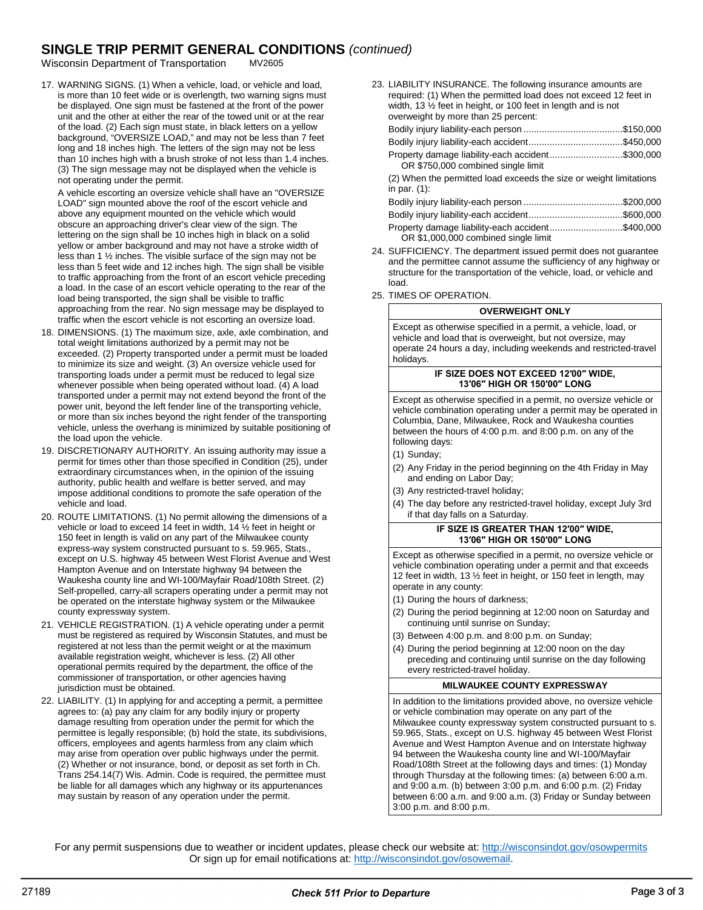# SINGLE TRIP PERMIT GENERAL CONDITIONS *(continued)*

Wisconsin Department of Transportation MV2605

17. WARNING SIGNS. (1) When a vehicle, load, or vehicle and load, is more than 10 feet wide or is overlength, two warning signs must be displayed. One sign must be fastened at the front of the power unit and the other at either the rear of the towed unit or at the rear of the load. (2) Each sign must state, in black letters on a yellow background, "OVERSIZE LOAD," and may not be less than 7 feet long and 18 inches high. The letters of the sign may not be less than 10 inches high with a brush stroke of not less than 1.4 inches. (3) The sign message may not be displayed when the vehicle is not operating under the permit.

    A vehicle escorting an oversize vehicle shall have an "OVERSIZE LOAD" sign mounted above the roof of the escort vehicle and above any equipment mounted on the vehicle which would obscure an approaching driver's clear view of the sign. The lettering on the sign shall be 10 inches high in black on a solid yellow or amber background and may not have a stroke width of less than 1 ½ inches. The visible surface of the sign may not be less than 5 feet wide and 12 inches high. The sign shall be visible to traffic approaching from the front of an escort vehicle preceding a load. In the case of an escort vehicle operating to the rear of the load being transported, the sign shall be visible to traffic approaching from the rear. No sign message may be displayed to traffic when the escort vehicle is not escorting an oversize load.

18. DIMENSIONS. (1) The maximum size, axle, axle combination, and total weight limitations authorized by a permit may not be exceeded. (2) Property transported under a permit must be loaded to minimize its size and weight. (3) An oversize vehicle used for transporting loads under a permit must be reduced to legal size whenever possible when being operated without load. (4) A load transported under a permit may not extend beyond the front of the power unit, beyond the left fender line of the transporting vehicle, or more than six inches beyond the right fender of the transporting vehicle, unless the overhang is minimized by suitable positioning of the load upon the vehicle.

19. DISCRETIONARY AUTHORITY. An issuing authority may issue a permit for times other than those specified in Condition (25), under extraordinary circumstances when, in the opinion of the issuing authority, public health and welfare is better served, and may impose additional conditions to promote the safe operation of the vehicle and load.

20. ROUTE LIMITATIONS. (1) No permit allowing the dimensions of a vehicle or load to exceed 14 feet in width, 14 ½ feet in height or 150 feet in length is valid on any part of the Milwaukee county express-way system constructed pursuant to s. 59.965, Stats., except on U.S. highway 45 between West Florist Avenue and West Hampton Avenue and on Interstate highway 94 between the Waukesha county line and WI-100/Mayfair Road/108th Street. (2) Self-propelled, carry-all scrapers operating under a permit may not be operated on the interstate highway system or the Milwaukee county expressway system.

21. VEHICLE REGISTRATION. (1) A vehicle operating under a permit must be registered as required by Wisconsin Statutes, and must be registered at not less than the permit weight or at the maximum available registration weight, whichever is less. (2) All other operational permits required by the department, the office of the commissioner of transportation, or other agencies having jurisdiction must be obtained.

22. LIABILITY. (1) In applying for and accepting a permit, a permittee agrees to: (a) pay any claim for any bodily injury or property damage resulting from operation under the permit for which the permittee is legally responsible; (b) hold the state, its subdivisions, officers, employees and agents harmless from any claim which may arise from operation over public highways under the permit. (2) Whether or not insurance, bond, or deposit as set forth in Ch. Trans 254.14(7) Wis. Admin. Code is required, the permittee must be liable for all damages which any highway or its appurtenances may sustain by reason of any operation under the permit.

23. LIABILITY INSURANCE. The following insurance amounts are required: (1) When the permitted load does not exceed 12 feet in width, 13 ½ feet in height, or 100 feet in length and is not overweight by more than 25 percent:

    Bodily injury liability-each person ....................................$150,000
    Bodily injury liability-each accident...................................$450,000
    Property damage liability-each accident...........................$300,000
    OR $750,000 combined single limit

    (2) When the permitted load exceeds the size or weight limitations in par. (1):

    Bodily injury liability-each person ....................................$200,000
    Bodily injury liability-each accident...................................$600,000
    Property damage liability-each accident...........................$400,000
    OR $1,000,000 combined single limit

24. SUFFICIENCY. The department issued permit does not guarantee and the permittee cannot assume the sufficiency of any highway or structure for the transportation of the vehicle, load, or vehicle and load.

25. TIMES OF OPERATION.

**OVERWEIGHT ONLY**

Except as otherwise specified in a permit, a vehicle, load, or vehicle and load that is overweight, but not oversize, may operate 24 hours a day, including weekends and restricted-travel holidays.

**IF SIZE DOES NOT EXCEED 12′00″ WIDE, 13′06″ HIGH OR 150′00″ LONG**

Except as otherwise specified in a permit, no oversize vehicle or vehicle combination operating under a permit may be operated in Columbia, Dane, Milwaukee, Rock and Waukesha counties between the hours of 4:00 p.m. and 8:00 p.m. on any of the following days:

(1) Sunday;
(2) Any Friday in the period beginning on the 4th Friday in May and ending on Labor Day;
(3) Any restricted-travel holiday;
(4) The day before any restricted-travel holiday, except July 3rd if that day falls on a Saturday.

**IF SIZE IS GREATER THAN 12′00″ WIDE, 13′06″ HIGH OR 150′00″ LONG**

Except as otherwise specified in a permit, no oversize vehicle or vehicle combination operating under a permit and that exceeds 12 feet in width, 13 ½ feet in height, or 150 feet in length, may operate in any county:

(1) During the hours of darkness;
(2) During the period beginning at 12:00 noon on Saturday and continuing until sunrise on Sunday;
(3) Between 4:00 p.m. and 8:00 p.m. on Sunday;
(4) During the period beginning at 12:00 noon on the day preceding and continuing until sunrise on the day following every restricted-travel holiday.

**MILWAUKEE COUNTY EXPRESSWAY**

In addition to the limitations provided above, no oversize vehicle or vehicle combination may operate on any part of the Milwaukee county expressway system constructed pursuant to s. 59.965, Stats., except on U.S. highway 45 between West Florist Avenue and West Hampton Avenue and on Interstate highway 94 between the Waukesha county line and WI-100/Mayfair Road/108th Street at the following days and times: (1) Monday through Thursday at the following times: (a) between 6:00 a.m. and 9:00 a.m. (b) between 3:00 p.m. and 6:00 p.m. (2) Friday between 6:00 a.m. and 9:00 a.m. (3) Friday or Sunday between 3:00 p.m. and 8:00 p.m.

For any permit suspensions due to weather or incident updates, please check our website at: http://wisconsindot.gov/osowpermits
Or sign up for email notifications at: http://wisconsindot.gov/osowemail.

27189 ***Check 511 Prior to Departure***